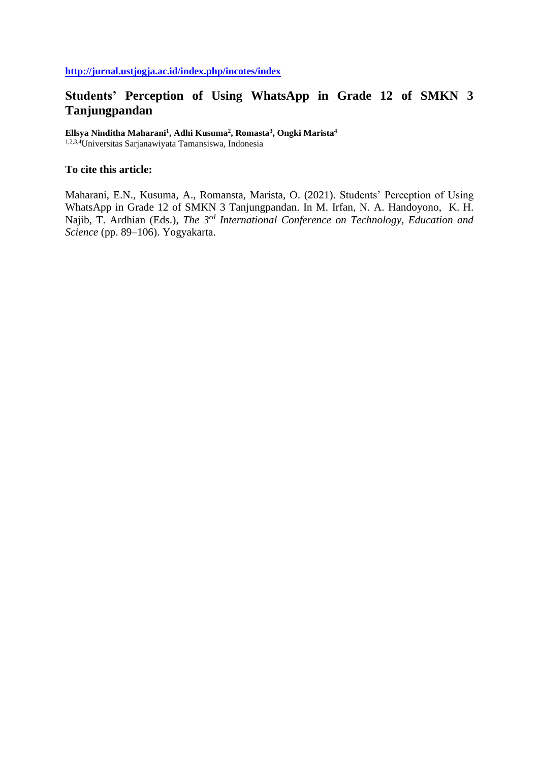http://jurnal.ustjogja.ac.id/index.php/incotes/index

# Students' Perception of Using WhatsApp in Grade 12 of SMKN 3 Tanjungpandan

**Ellsya Ninditha Maharani[1], Adhi Kusuma[2], Romasta[3], Ongki Marista[4]**
[1,2,3,4]Universitas Sarjanawiyata Tamansiswa, Indonesia

**To cite this article:**

Maharani, E.N., Kusuma, A., Romansta, Marista, O. (2021). Students' Perception of Using WhatsApp in Grade 12 of SMKN 3 Tanjungpandan. In M. Irfan, N. A. Handoyono, K. H. Najib, T. Ardhian (Eds.), *The 3rd International Conference on Technology, Education and Science* (pp. 89–106). Yogyakarta.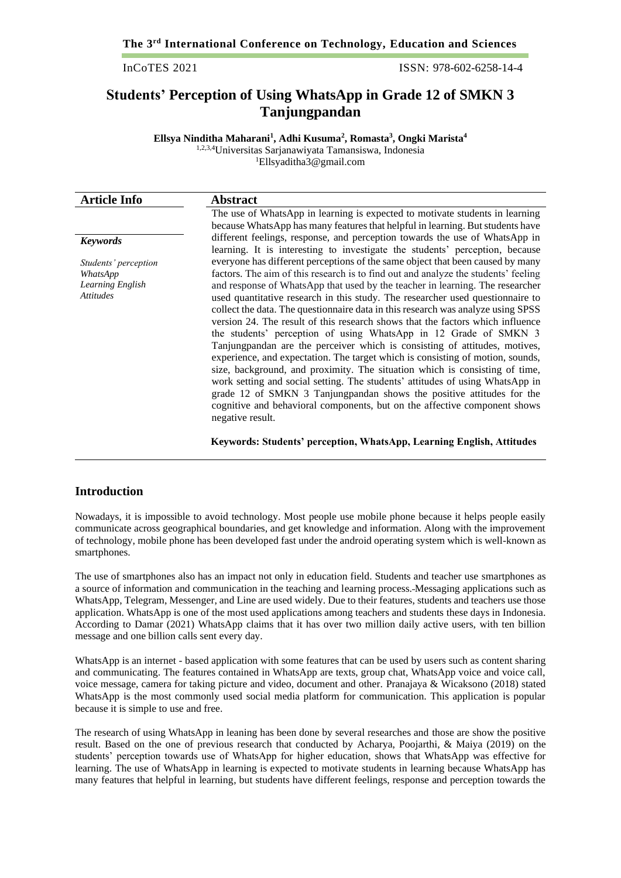# Students' Perception of Using WhatsApp in Grade 12 of SMKN 3 Tanjungpandan

**Ellsya Ninditha Maharani[1], Adhi Kusuma[2], Romasta[3], Ongki Marista[4]**

[1,2,3,4]Universitas Sarjanawiyata Tamansiswa, Indonesia

[1]Ellsyaditha3@gmail.com

## Article Info

***Keywords***

*Students' perception*
*WhatsApp*
*Learning English*
*Attitudes*

## Abstract

The use of WhatsApp in learning is expected to motivate students in learning because WhatsApp has many features that helpful in learning. But students have different feelings, response, and perception towards the use of WhatsApp in learning. It is interesting to investigate the students' perception, because everyone has different perceptions of the same object that been caused by many factors. The aim of this research is to find out and analyze the students' feeling and response of WhatsApp that used by the teacher in learning. The researcher used quantitative research in this study. The researcher used questionnaire to collect the data. The questionnaire data in this research was analyze using SPSS version 24. The result of this research shows that the factors which influence the students' perception of using WhatsApp in 12 Grade of SMKN 3 Tanjungpandan are the perceiver which is consisting of attitudes, motives, experience, and expectation. The target which is consisting of motion, sounds, size, background, and proximity. The situation which is consisting of time, work setting and social setting. The students' attitudes of using WhatsApp in grade 12 of SMKN 3 Tanjungpandan shows the positive attitudes for the cognitive and behavioral components, but on the affective component shows negative result.

**Keywords: Students' perception, WhatsApp, Learning English, Attitudes**

## Introduction

Nowadays, it is impossible to avoid technology. Most people use mobile phone because it helps people easily communicate across geographical boundaries, and get knowledge and information. Along with the improvement of technology, mobile phone has been developed fast under the android operating system which is well-known as smartphones.

The use of smartphones also has an impact not only in education field. Students and teacher use smartphones as a source of information and communication in the teaching and learning process. Messaging applications such as WhatsApp, Telegram, Messenger, and Line are used widely. Due to their features, students and teachers use those application. WhatsApp is one of the most used applications among teachers and students these days in Indonesia. According to Damar (2021) WhatsApp claims that it has over two million daily active users, with ten billion message and one billion calls sent every day.

WhatsApp is an internet - based application with some features that can be used by users such as content sharing and communicating. The features contained in WhatsApp are texts, group chat, WhatsApp voice and voice call, voice message, camera for taking picture and video, document and other. Pranajaya & Wicaksono (2018) stated WhatsApp is the most commonly used social media platform for communication. This application is popular because it is simple to use and free.

The research of using WhatsApp in leaning has been done by several researches and those are show the positive result. Based on the one of previous research that conducted by Acharya, Poojarthi, & Maiya (2019) on the students' perception towards use of WhatsApp for higher education, shows that WhatsApp was effective for learning. The use of WhatsApp in learning is expected to motivate students in learning because WhatsApp has many features that helpful in learning, but students have different feelings, response and perception towards the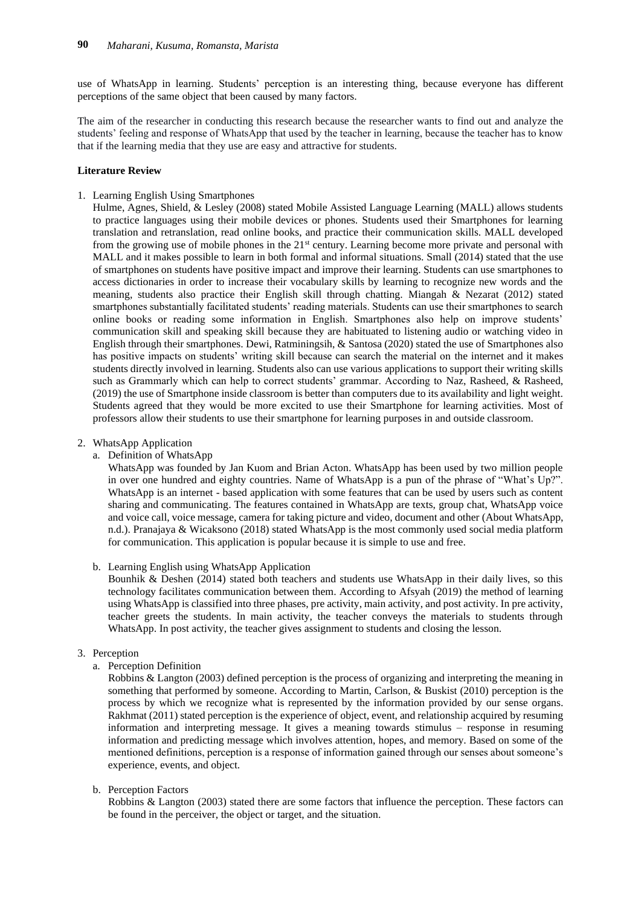use of WhatsApp in learning. Students' perception is an interesting thing, because everyone has different perceptions of the same object that been caused by many factors.

The aim of the researcher in conducting this research because the researcher wants to find out and analyze the students' feeling and response of WhatsApp that used by the teacher in learning, because the teacher has to know that if the learning media that they use are easy and attractive for students.

**Literature Review**

1. Learning English Using Smartphones

   Hulme, Agnes, Shield, & Lesley (2008) stated Mobile Assisted Language Learning (MALL) allows students to practice languages using their mobile devices or phones. Students used their Smartphones for learning translation and retranslation, read online books, and practice their communication skills. MALL developed from the growing use of mobile phones in the 21st century. Learning become more private and personal with MALL and it makes possible to learn in both formal and informal situations. Small (2014) stated that the use of smartphones on students have positive impact and improve their learning. Students can use smartphones to access dictionaries in order to increase their vocabulary skills by learning to recognize new words and the meaning, students also practice their English skill through chatting. Miangah & Nezarat (2012) stated smartphones substantially facilitated students' reading materials. Students can use their smartphones to search online books or reading some information in English. Smartphones also help on improve students' communication skill and speaking skill because they are habituated to listening audio or watching video in English through their smartphones. Dewi, Ratminingsih, & Santosa (2020) stated the use of Smartphones also has positive impacts on students' writing skill because can search the material on the internet and it makes students directly involved in learning. Students also can use various applications to support their writing skills such as Grammarly which can help to correct students' grammar. According to Naz, Rasheed, & Rasheed, (2019) the use of Smartphone inside classroom is better than computers due to its availability and light weight. Students agreed that they would be more excited to use their Smartphone for learning activities. Most of professors allow their students to use their smartphone for learning purposes in and outside classroom.

2. WhatsApp Application

   a. Definition of WhatsApp

      WhatsApp was founded by Jan Kuom and Brian Acton. WhatsApp has been used by two million people in over one hundred and eighty countries. Name of WhatsApp is a pun of the phrase of "What's Up?". WhatsApp is an internet - based application with some features that can be used by users such as content sharing and communicating. The features contained in WhatsApp are texts, group chat, WhatsApp voice and voice call, voice message, camera for taking picture and video, document and other (About WhatsApp, n.d.). Pranajaya & Wicaksono (2018) stated WhatsApp is the most commonly used social media platform for communication. This application is popular because it is simple to use and free.

   b. Learning English using WhatsApp Application

      Bounhik & Deshen (2014) stated both teachers and students use WhatsApp in their daily lives, so this technology facilitates communication between them. According to Afsyah (2019) the method of learning using WhatsApp is classified into three phases, pre activity, main activity, and post activity. In pre activity, teacher greets the students. In main activity, the teacher conveys the materials to students through WhatsApp. In post activity, the teacher gives assignment to students and closing the lesson.

3. Perception

   a. Perception Definition

      Robbins & Langton (2003) defined perception is the process of organizing and interpreting the meaning in something that performed by someone. According to Martin, Carlson, & Buskist (2010) perception is the process by which we recognize what is represented by the information provided by our sense organs. Rakhmat (2011) stated perception is the experience of object, event, and relationship acquired by resuming information and interpreting message. It gives a meaning towards stimulus – response in resuming information and predicting message which involves attention, hopes, and memory. Based on some of the mentioned definitions, perception is a response of information gained through our senses about someone's experience, events, and object.

   b. Perception Factors

      Robbins & Langton (2003) stated there are some factors that influence the perception. These factors can be found in the perceiver, the object or target, and the situation.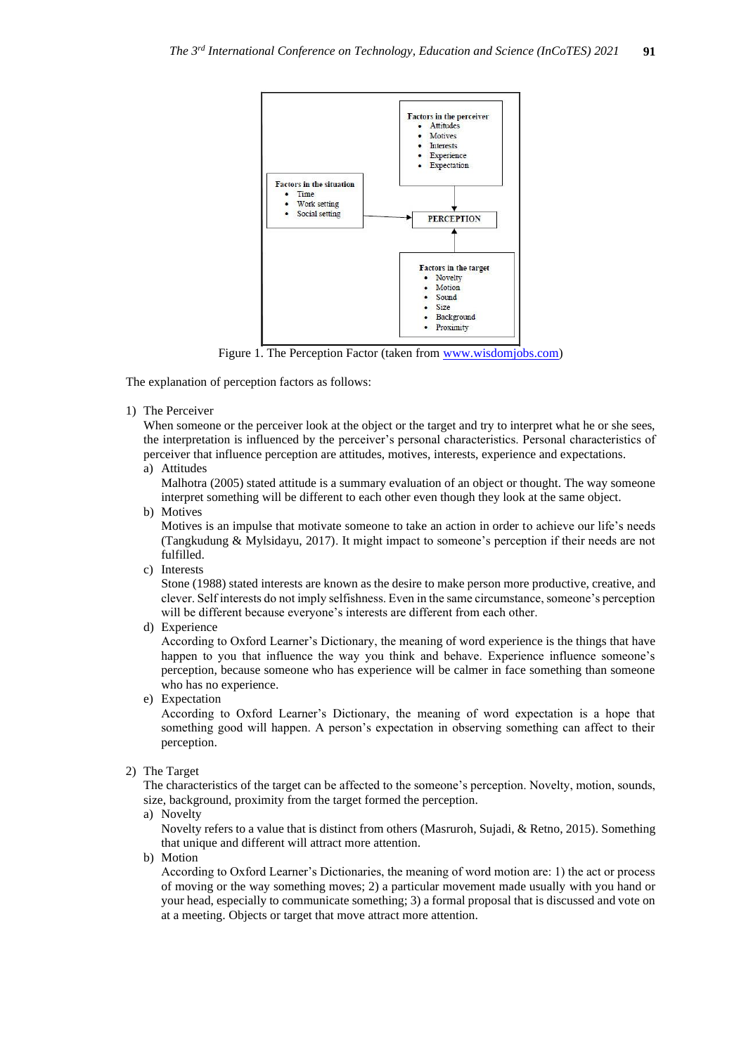Figure 1. The Perception Factor (taken from www.wisdomjobs.com)

The explanation of perception factors as follows:

1) The Perceiver

   When someone or the perceiver look at the object or the target and try to interpret what he or she sees, the interpretation is influenced by the perceiver's personal characteristics. Personal characteristics of perceiver that influence perception are attitudes, motives, interests, experience and expectations.

   a) Attitudes

      Malhotra (2005) stated attitude is a summary evaluation of an object or thought. The way someone interpret something will be different to each other even though they look at the same object.

   b) Motives

      Motives is an impulse that motivate someone to take an action in order to achieve our life's needs (Tangkudung & Mylsidayu, 2017). It might impact to someone's perception if their needs are not fulfilled.

   c) Interests

      Stone (1988) stated interests are known as the desire to make person more productive, creative, and clever. Self interests do not imply selfishness. Even in the same circumstance, someone's perception will be different because everyone's interests are different from each other.

   d) Experience

      According to Oxford Learner's Dictionary, the meaning of word experience is the things that have happen to you that influence the way you think and behave. Experience influence someone's perception, because someone who has experience will be calmer in face something than someone who has no experience.

   e) Expectation

      According to Oxford Learner's Dictionary, the meaning of word expectation is a hope that something good will happen. A person's expectation in observing something can affect to their perception.

2) The Target

   The characteristics of the target can be affected to the someone's perception. Novelty, motion, sounds, size, background, proximity from the target formed the perception.

   a) Novelty

      Novelty refers to a value that is distinct from others (Masruroh, Sujadi, & Retno, 2015). Something that unique and different will attract more attention.

   b) Motion

      According to Oxford Learner's Dictionaries, the meaning of word motion are: 1) the act or process of moving or the way something moves; 2) a particular movement made usually with you hand or your head, especially to communicate something; 3) a formal proposal that is discussed and vote on at a meeting. Objects or target that move attract more attention.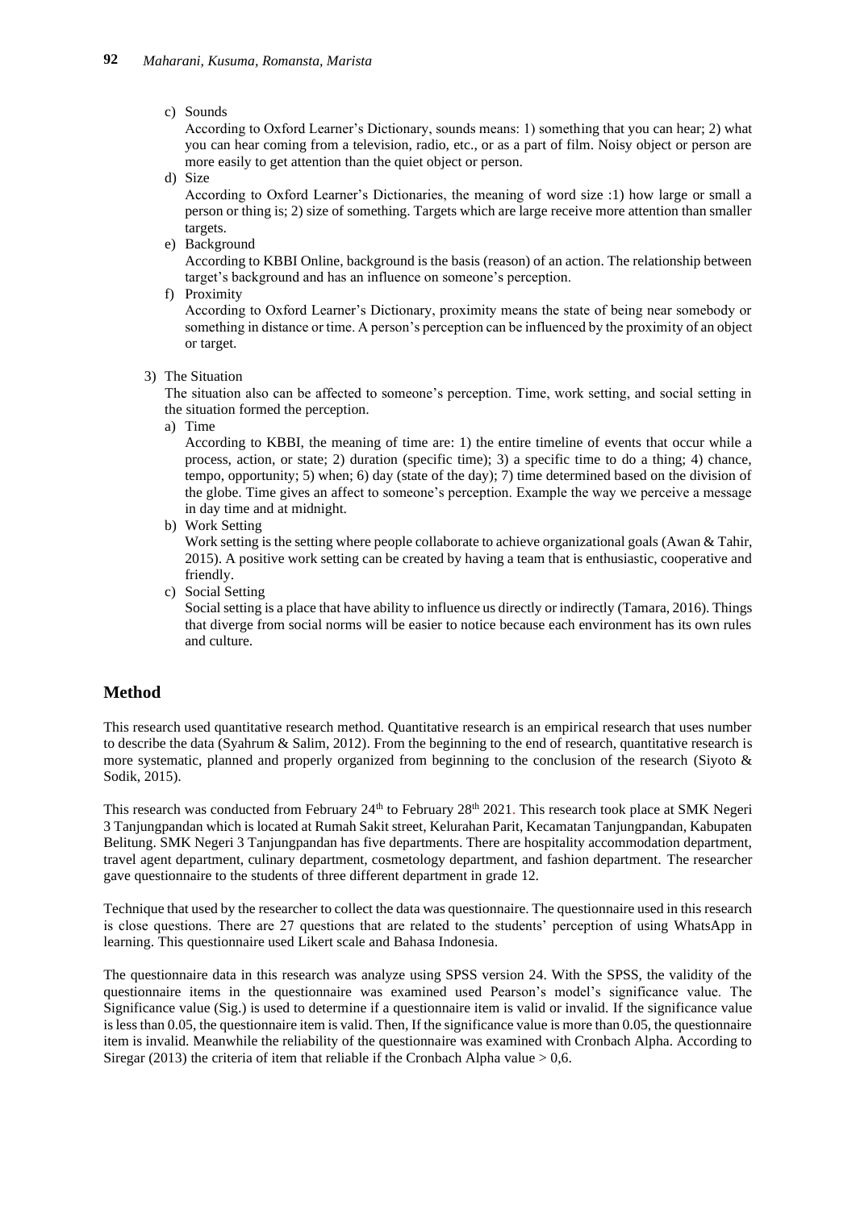c) Sounds

According to Oxford Learner's Dictionary, sounds means: 1) something that you can hear; 2) what you can hear coming from a television, radio, etc., or as a part of film. Noisy object or person are more easily to get attention than the quiet object or person.

d) Size

According to Oxford Learner's Dictionaries, the meaning of word size :1) how large or small a person or thing is; 2) size of something. Targets which are large receive more attention than smaller targets.

e) Background

According to KBBI Online, background is the basis (reason) of an action. The relationship between target's background and has an influence on someone's perception.

f) Proximity

According to Oxford Learner's Dictionary, proximity means the state of being near somebody or something in distance or time. A person's perception can be influenced by the proximity of an object or target.

3) The Situation

The situation also can be affected to someone's perception. Time, work setting, and social setting in the situation formed the perception.

a) Time

According to KBBI, the meaning of time are: 1) the entire timeline of events that occur while a process, action, or state; 2) duration (specific time); 3) a specific time to do a thing; 4) chance, tempo, opportunity; 5) when; 6) day (state of the day); 7) time determined based on the division of the globe. Time gives an affect to someone's perception. Example the way we perceive a message in day time and at midnight.

b) Work Setting

Work setting is the setting where people collaborate to achieve organizational goals (Awan & Tahir, 2015). A positive work setting can be created by having a team that is enthusiastic, cooperative and friendly.

c) Social Setting

Social setting is a place that have ability to influence us directly or indirectly (Tamara, 2016). Things that diverge from social norms will be easier to notice because each environment has its own rules and culture.

## Method

This research used quantitative research method. Quantitative research is an empirical research that uses number to describe the data (Syahrum & Salim, 2012). From the beginning to the end of research, quantitative research is more systematic, planned and properly organized from beginning to the conclusion of the research (Siyoto & Sodik, 2015).

This research was conducted from February 24th to February 28th 2021. This research took place at SMK Negeri 3 Tanjungpandan which is located at Rumah Sakit street, Kelurahan Parit, Kecamatan Tanjungpandan, Kabupaten Belitung. SMK Negeri 3 Tanjungpandan has five departments. There are hospitality accommodation department, travel agent department, culinary department, cosmetology department, and fashion department. The researcher gave questionnaire to the students of three different department in grade 12.

Technique that used by the researcher to collect the data was questionnaire. The questionnaire used in this research is close questions. There are 27 questions that are related to the students' perception of using WhatsApp in learning. This questionnaire used Likert scale and Bahasa Indonesia.

The questionnaire data in this research was analyze using SPSS version 24. With the SPSS, the validity of the questionnaire items in the questionnaire was examined used Pearson's model's significance value. The Significance value (Sig.) is used to determine if a questionnaire item is valid or invalid. If the significance value is less than 0.05, the questionnaire item is valid. Then, If the significance value is more than 0.05, the questionnaire item is invalid. Meanwhile the reliability of the questionnaire was examined with Cronbach Alpha. According to Siregar (2013) the criteria of item that reliable if the Cronbach Alpha value > 0,6.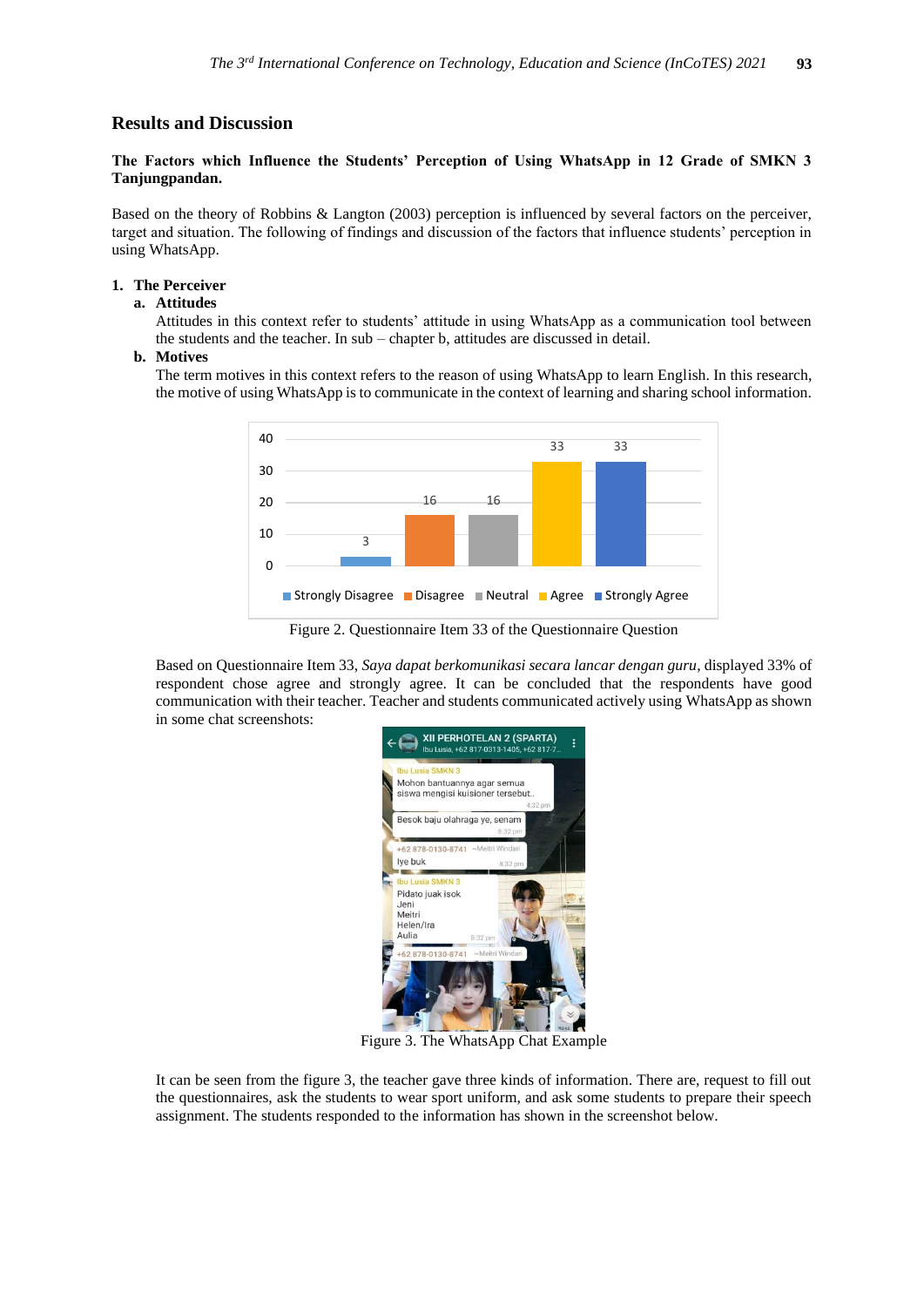## Results and Discussion

### The Factors which Influence the Students' Perception of Using WhatsApp in 12 Grade of SMKN 3 Tanjungpandan.

Based on the theory of Robbins & Langton (2003) perception is influenced by several factors on the perceiver, target and situation. The following of findings and discussion of the factors that influence students' perception in using WhatsApp.

1. **The Perceiver**
   a. **Attitudes**
   Attitudes in this context refer to students' attitude in using WhatsApp as a communication tool between the students and the teacher. In sub – chapter b, attitudes are discussed in detail.
   b. **Motives**
   The term motives in this context refers to the reason of using WhatsApp to learn English. In this research, the motive of using WhatsApp is to communicate in the context of learning and sharing school information.

Figure 2. Questionnaire Item 33 of the Questionnaire Question

Based on Questionnaire Item 33, *Saya dapat berkomunikasi secara lancar dengan guru*, displayed 33% of respondent chose agree and strongly agree. It can be concluded that the respondents have good communication with their teacher. Teacher and students communicated actively using WhatsApp as shown in some chat screenshots:

Figure 3. The WhatsApp Chat Example

It can be seen from the figure 3, the teacher gave three kinds of information. There are, request to fill out the questionnaires, ask the students to wear sport uniform, and ask some students to prepare their speech assignment. The students responded to the information has shown in the screenshot below.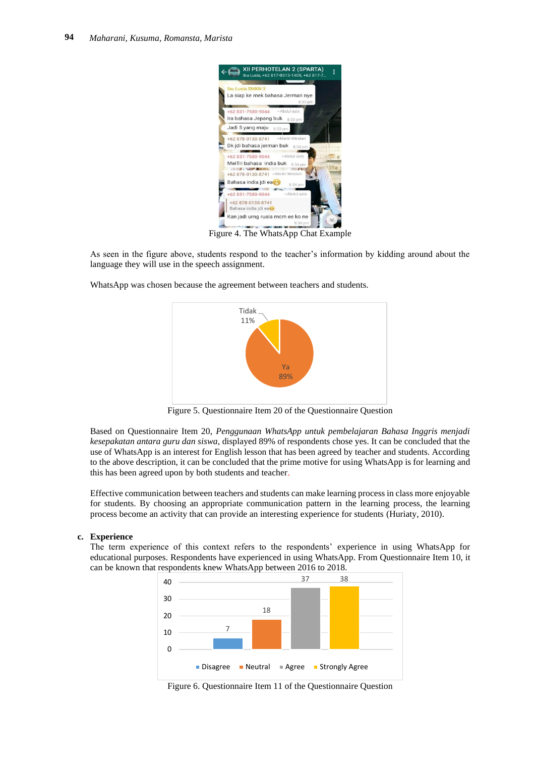Figure 4. The WhatsApp Chat Example

As seen in the figure above, students respond to the teacher's information by kidding around about the language they will use in the speech assignment.

WhatsApp was chosen because the agreement between teachers and students.

Figure 5. Questionnaire Item 20 of the Questionnaire Question

Based on Questionnaire Item 20, *Penggunaan WhatsApp untuk pembelajaran Bahasa Inggris menjadi kesepakatan antara guru dan siswa*, displayed 89% of respondents chose yes. It can be concluded that the use of WhatsApp is an interest for English lesson that has been agreed by teacher and students. According to the above description, it can be concluded that the prime motive for using WhatsApp is for learning and this has been agreed upon by both students and teacher.

Effective communication between teachers and students can make learning process in class more enjoyable for students. By choosing an appropriate communication pattern in the learning process, the learning process become an activity that can provide an interesting experience for students (Huriaty, 2010).

**c. Experience**

The term experience of this context refers to the respondents' experience in using WhatsApp for educational purposes. Respondents have experienced in using WhatsApp. From Questionnaire Item 10, it can be known that respondents knew WhatsApp between 2016 to 2018.

Figure 6. Questionnaire Item 11 of the Questionnaire Question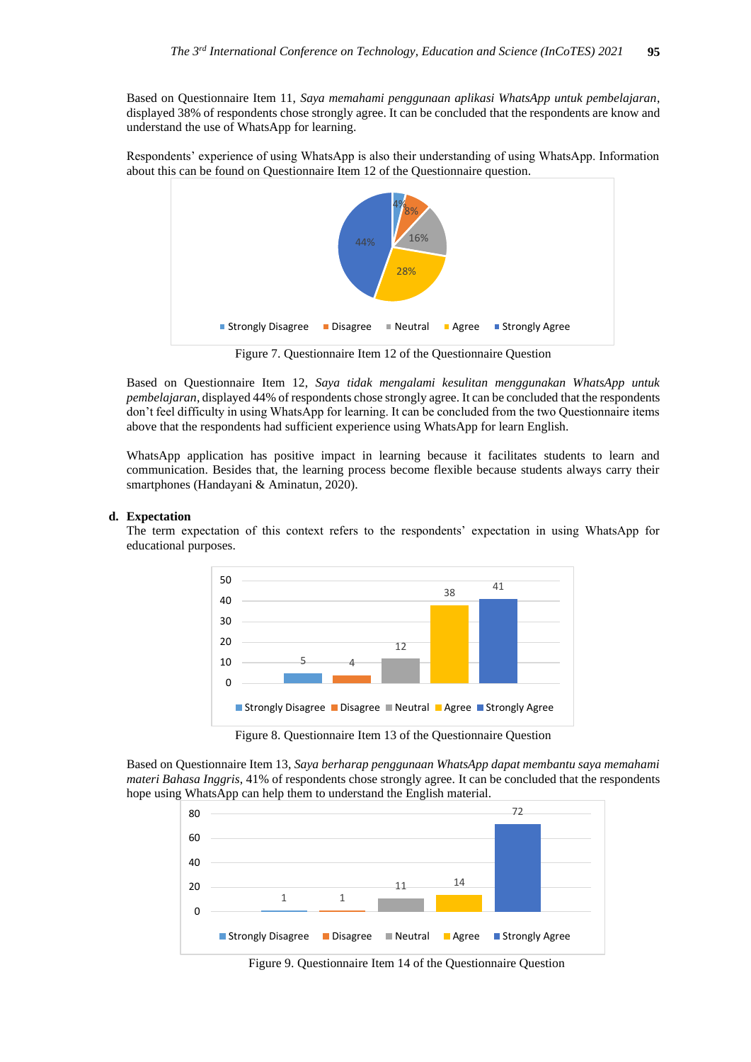Based on Questionnaire Item 11, *Saya memahami penggunaan aplikasi WhatsApp untuk pembelajaran*, displayed 38% of respondents chose strongly agree. It can be concluded that the respondents are know and understand the use of WhatsApp for learning.

Respondents' experience of using WhatsApp is also their understanding of using WhatsApp. Information about this can be found on Questionnaire Item 12 of the Questionnaire question.

Figure 7. Questionnaire Item 12 of the Questionnaire Question

Based on Questionnaire Item 12, *Saya tidak mengalami kesulitan menggunakan WhatsApp untuk pembelajaran*, displayed 44% of respondents chose strongly agree. It can be concluded that the respondents don't feel difficulty in using WhatsApp for learning. It can be concluded from the two Questionnaire items above that the respondents had sufficient experience using WhatsApp for learn English.

WhatsApp application has positive impact in learning because it facilitates students to learn and communication. Besides that, the learning process become flexible because students always carry their smartphones (Handayani & Aminatun, 2020).

**d. Expectation**

The term expectation of this context refers to the respondents' expectation in using WhatsApp for educational purposes.

Figure 8. Questionnaire Item 13 of the Questionnaire Question

Based on Questionnaire Item 13, *Saya berharap penggunaan WhatsApp dapat membantu saya memahami materi Bahasa Inggris*, 41% of respondents chose strongly agree. It can be concluded that the respondents hope using WhatsApp can help them to understand the English material.

Figure 9. Questionnaire Item 14 of the Questionnaire Question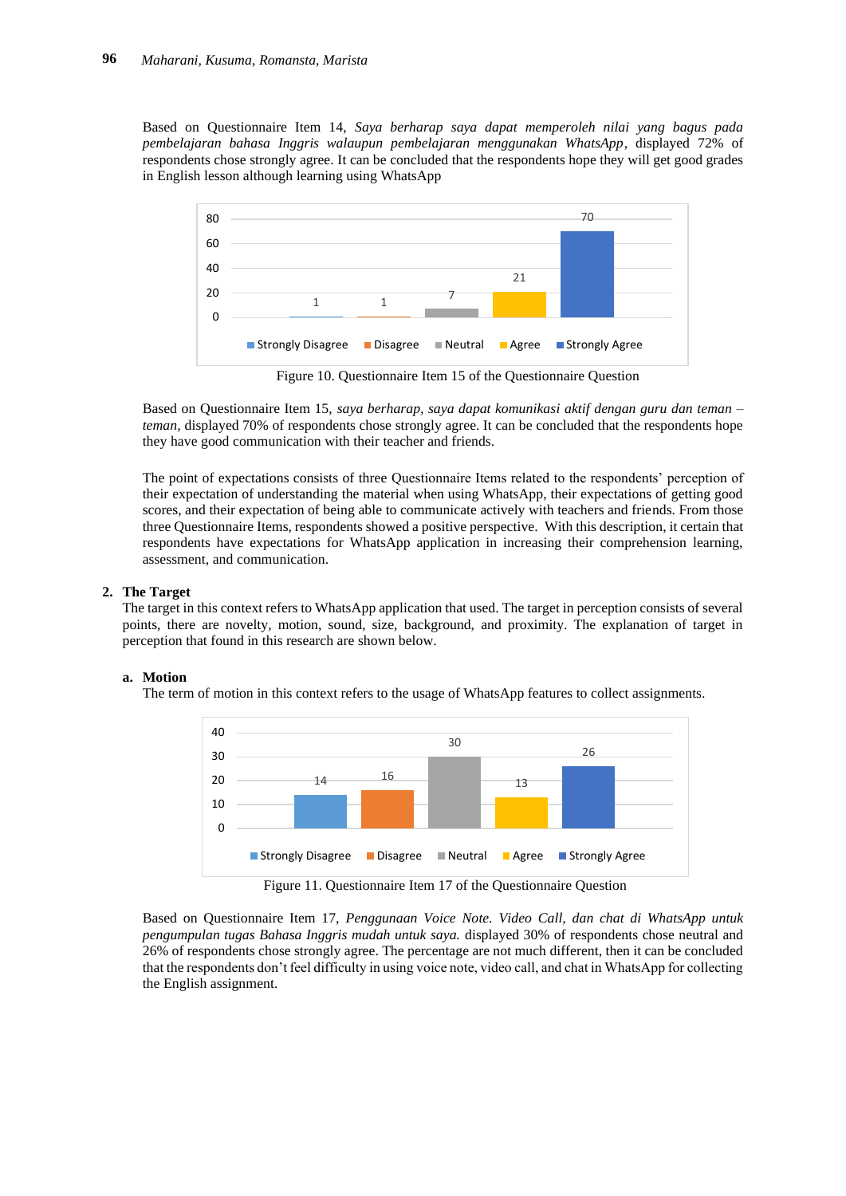Based on Questionnaire Item 14, *Saya berharap saya dapat memperoleh nilai yang bagus pada pembelajaran bahasa Inggris walaupun pembelajaran menggunakan WhatsApp*, displayed 72% of respondents chose strongly agree. It can be concluded that the respondents hope they will get good grades in English lesson although learning using WhatsApp

| Strongly Disagree | Disagree | Neutral | Agree | Strongly Agree |
|---|---|---|---|---|
| 1 | 1 | 7 | 21 | 70 |

Figure 10. Questionnaire Item 15 of the Questionnaire Question

Based on Questionnaire Item 15, *saya berharap, saya dapat komunikasi aktif dengan guru dan teman – teman,* displayed 70% of respondents chose strongly agree. It can be concluded that the respondents hope they have good communication with their teacher and friends.

The point of expectations consists of three Questionnaire Items related to the respondents' perception of their expectation of understanding the material when using WhatsApp, their expectations of getting good scores, and their expectation of being able to communicate actively with teachers and friends. From those three Questionnaire Items, respondents showed a positive perspective. With this description, it certain that respondents have expectations for WhatsApp application in increasing their comprehension learning, assessment, and communication.

## 2. The Target

The target in this context refers to WhatsApp application that used. The target in perception consists of several points, there are novelty, motion, sound, size, background, and proximity. The explanation of target in perception that found in this research are shown below.

### a. Motion

The term of motion in this context refers to the usage of WhatsApp features to collect assignments.

| Strongly Disagree | Disagree | Neutral | Agree | Strongly Agree |
|---|---|---|---|---|
| 14 | 16 | 30 | 13 | 26 |

Figure 11. Questionnaire Item 17 of the Questionnaire Question

Based on Questionnaire Item 17, *Penggunaan Voice Note. Video Call, dan chat di WhatsApp untuk pengumpulan tugas Bahasa Inggris mudah untuk saya.* displayed 30% of respondents chose neutral and 26% of respondents chose strongly agree. The percentage are not much different, then it can be concluded that the respondents don't feel difficulty in using voice note, video call, and chat in WhatsApp for collecting the English assignment.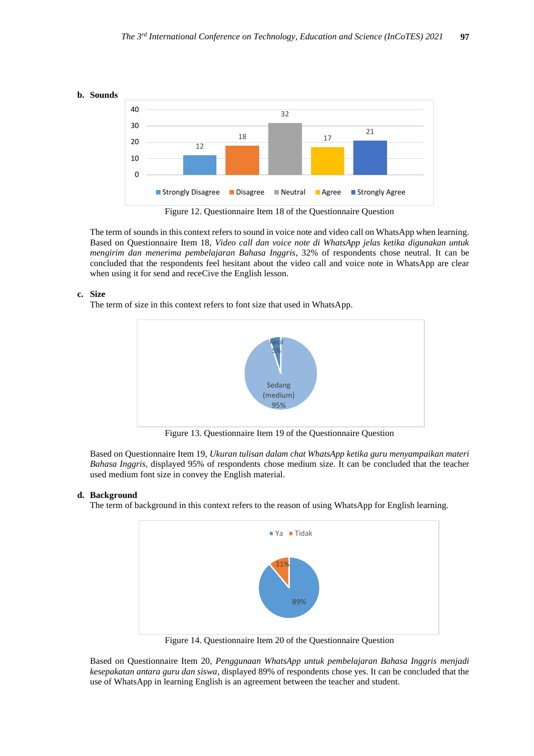**b. Sounds**

Figure 12. Questionnaire Item 18 of the Questionnaire Question

The term of sounds in this context refers to sound in voice note and video call on WhatsApp when learning. Based on Questionnaire Item 18, *Video call dan voice note di WhatsApp jelas ketika digunakan untuk mengirim dan menerima pembelajaran Bahasa Inggris*, 32% of respondents chose neutral. It can be concluded that the respondents feel hesitant about the video call and voice note in WhatsApp are clear when using it for send and receCive the English lesson.

**c. Size**

The term of size in this context refers to font size that used in WhatsApp.

Figure 13. Questionnaire Item 19 of the Questionnaire Question

Based on Questionnaire Item 19, *Ukuran tulisan dalam chat WhatsApp ketika guru menyampaikan materi Bahasa Inggris*, displayed 95% of respondents chose medium size. It can be concluded that the teacher used medium font size in convey the English material.

**d. Background**

The term of background in this context refers to the reason of using WhatsApp for English learning.

Figure 14. Questionnaire Item 20 of the Questionnaire Question

Based on Questionnaire Item 20, *Penggunaan WhatsApp untuk pembelajaran Bahasa Inggris menjadi kesepakatan antara guru dan siswa*, displayed 89% of respondents chose yes. It can be concluded that the use of WhatsApp in learning English is an agreement between the teacher and student.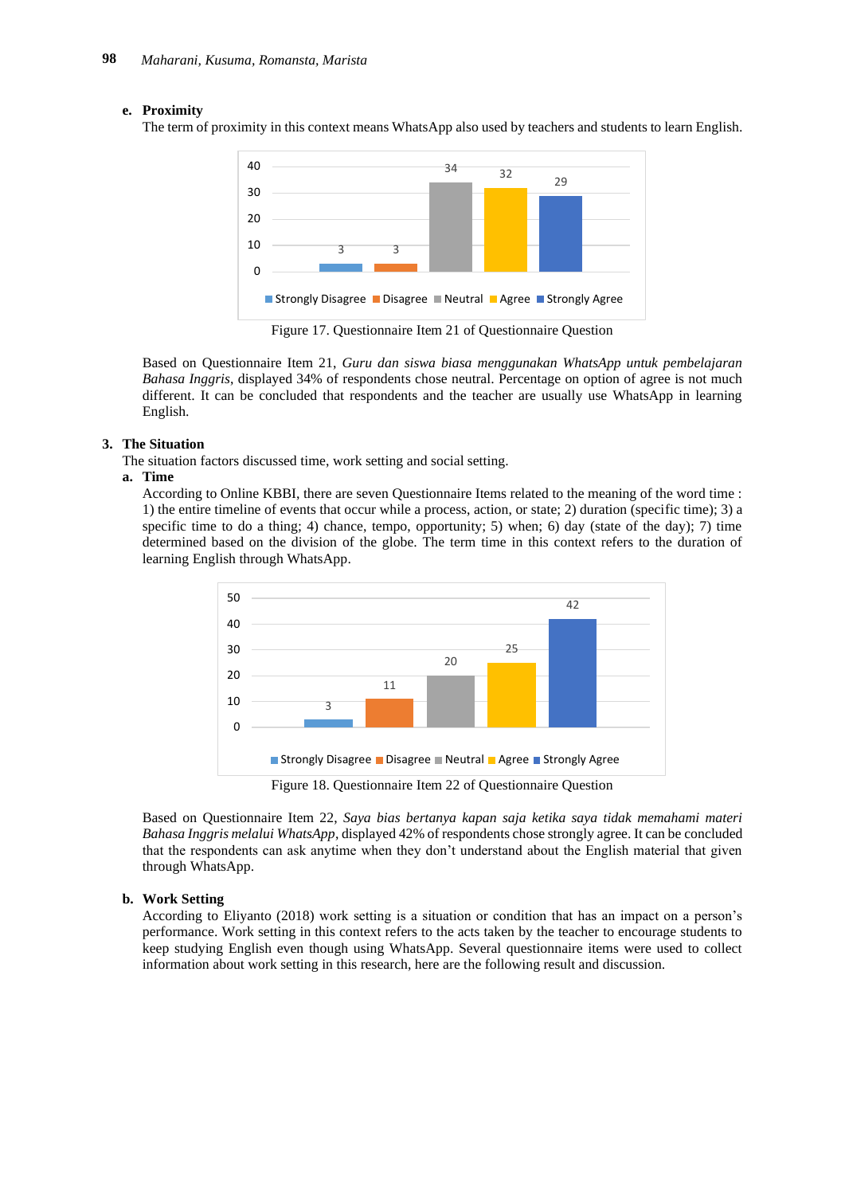**e. Proximity**

The term of proximity in this context means WhatsApp also used by teachers and students to learn English.

Figure 17. Questionnaire Item 21 of Questionnaire Question

Based on Questionnaire Item 21, *Guru dan siswa biasa menggunakan WhatsApp untuk pembelajaran Bahasa Inggris*, displayed 34% of respondents chose neutral. Percentage on option of agree is not much different. It can be concluded that respondents and the teacher are usually use WhatsApp in learning English.

## 3. The Situation

The situation factors discussed time, work setting and social setting.

**a. Time**

According to Online KBBI, there are seven Questionnaire Items related to the meaning of the word time : 1) the entire timeline of events that occur while a process, action, or state; 2) duration (specific time); 3) a specific time to do a thing; 4) chance, tempo, opportunity; 5) when; 6) day (state of the day); 7) time determined based on the division of the globe. The term time in this context refers to the duration of learning English through WhatsApp.

Figure 18. Questionnaire Item 22 of Questionnaire Question

Based on Questionnaire Item 22, *Saya bias bertanya kapan saja ketika saya tidak memahami materi Bahasa Inggris melalui WhatsApp*, displayed 42% of respondents chose strongly agree. It can be concluded that the respondents can ask anytime when they don't understand about the English material that given through WhatsApp.

**b. Work Setting**

According to Eliyanto (2018) work setting is a situation or condition that has an impact on a person's performance. Work setting in this context refers to the acts taken by the teacher to encourage students to keep studying English even though using WhatsApp. Several questionnaire items were used to collect information about work setting in this research, here are the following result and discussion.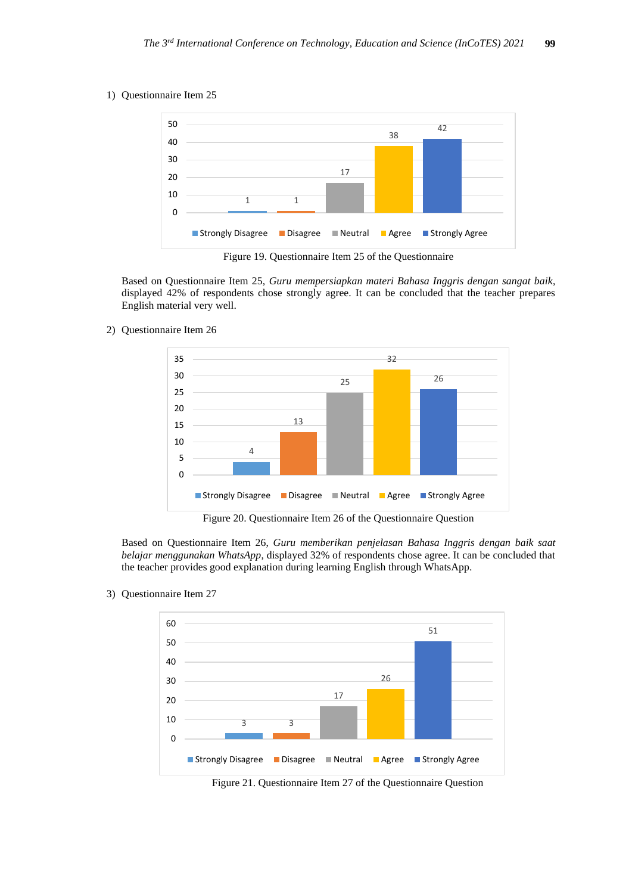1) Questionnaire Item 25

Figure 19. Questionnaire Item 25 of the Questionnaire

Based on Questionnaire Item 25, *Guru mempersiapkan materi Bahasa Inggris dengan sangat baik*, displayed 42% of respondents chose strongly agree. It can be concluded that the teacher prepares English material very well.

2) Questionnaire Item 26

Figure 20. Questionnaire Item 26 of the Questionnaire Question

Based on Questionnaire Item 26, *Guru memberikan penjelasan Bahasa Inggris dengan baik saat belajar menggunakan WhatsApp*, displayed 32% of respondents chose agree. It can be concluded that the teacher provides good explanation during learning English through WhatsApp.

3) Questionnaire Item 27

Figure 21. Questionnaire Item 27 of the Questionnaire Question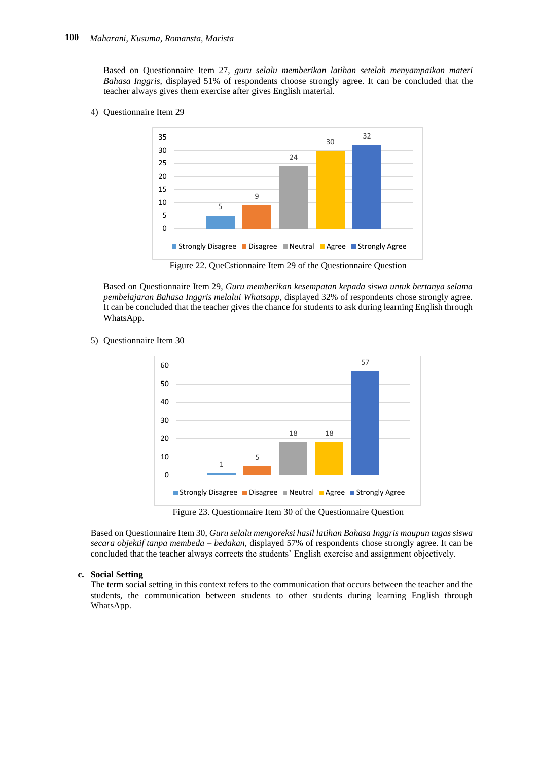Based on Questionnaire Item 27, *guru selalu memberikan latihan setelah menyampaikan materi Bahasa Inggris,* displayed 51% of respondents choose strongly agree. It can be concluded that the teacher always gives them exercise after gives English material.

4) Questionnaire Item 29

Figure 22. QueCstionnaire Item 29 of the Questionnaire Question

Based on Questionnaire Item 29, *Guru memberikan kesempatan kepada siswa untuk bertanya selama pembelajaran Bahasa Inggris melalui Whatsapp,* displayed 32% of respondents chose strongly agree. It can be concluded that the teacher gives the chance for students to ask during learning English through WhatsApp.

5) Questionnaire Item 30

Figure 23. Questionnaire Item 30 of the Questionnaire Question

Based on Questionnaire Item 30, *Guru selalu mengoreksi hasil latihan Bahasa Inggris maupun tugas siswa secara objektif tanpa membeda – bedakan,* displayed 57% of respondents chose strongly agree. It can be concluded that the teacher always corrects the students' English exercise and assignment objectively.

**c. Social Setting**

The term social setting in this context refers to the communication that occurs between the teacher and the students, the communication between students to other students during learning English through WhatsApp.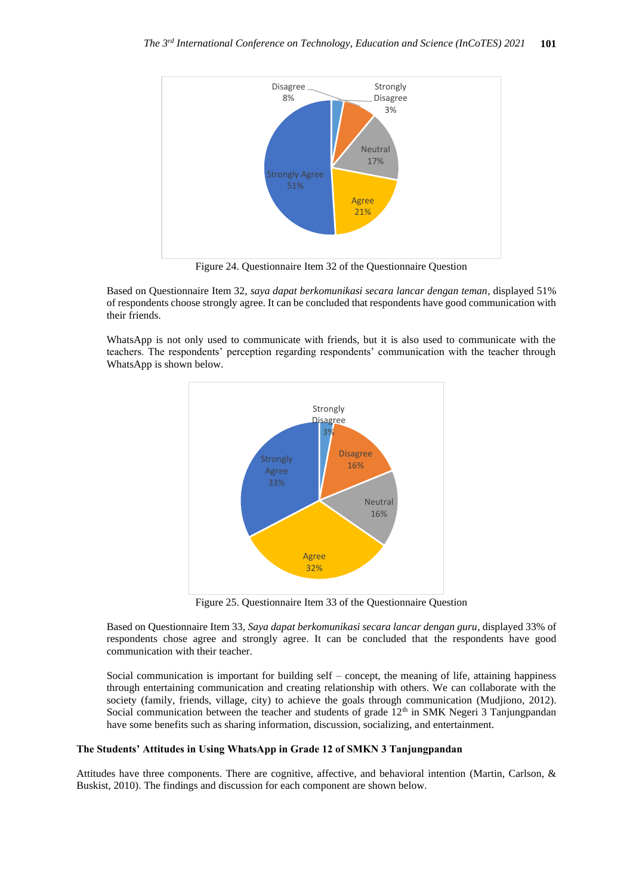Figure 24. Questionnaire Item 32 of the Questionnaire Question

Based on Questionnaire Item 32, *saya dapat berkomunikasi secara lancar dengan teman*, displayed 51% of respondents choose strongly agree. It can be concluded that respondents have good communication with their friends.

WhatsApp is not only used to communicate with friends, but it is also used to communicate with the teachers. The respondents' perception regarding respondents' communication with the teacher through WhatsApp is shown below.

Figure 25. Questionnaire Item 33 of the Questionnaire Question

Based on Questionnaire Item 33, *Saya dapat berkomunikasi secara lancar dengan guru*, displayed 33% of respondents chose agree and strongly agree. It can be concluded that the respondents have good communication with their teacher.

Social communication is important for building self – concept, the meaning of life, attaining happiness through entertaining communication and creating relationship with others. We can collaborate with the society (family, friends, village, city) to achieve the goals through communication (Mudjiono, 2012). Social communication between the teacher and students of grade 12th in SMK Negeri 3 Tanjungpandan have some benefits such as sharing information, discussion, socializing, and entertainment.

### The Students' Attitudes in Using WhatsApp in Grade 12 of SMKN 3 Tanjungpandan

Attitudes have three components. There are cognitive, affective, and behavioral intention (Martin, Carlson, & Buskist, 2010). The findings and discussion for each component are shown below.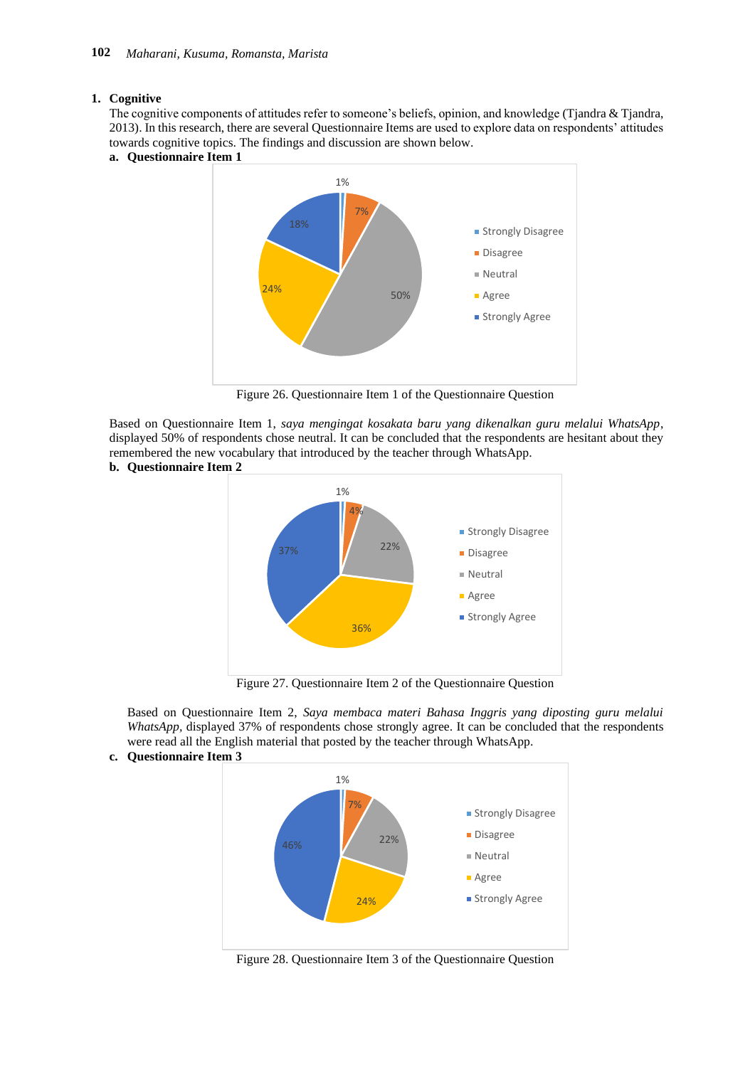## 1. Cognitive

The cognitive components of attitudes refer to someone's beliefs, opinion, and knowledge (Tjandra & Tjandra, 2013). In this research, there are several Questionnaire Items are used to explore data on respondents' attitudes towards cognitive topics. The findings and discussion are shown below.

### a. Questionnaire Item 1

Figure 26. Questionnaire Item 1 of the Questionnaire Question

Based on Questionnaire Item 1, *saya mengingat kosakata baru yang dikenalkan guru melalui WhatsApp*, displayed 50% of respondents chose neutral. It can be concluded that the respondents are hesitant about they remembered the new vocabulary that introduced by the teacher through WhatsApp.

### b. Questionnaire Item 2

Figure 27. Questionnaire Item 2 of the Questionnaire Question

Based on Questionnaire Item 2, *Saya membaca materi Bahasa Inggris yang diposting guru melalui WhatsApp*, displayed 37% of respondents chose strongly agree. It can be concluded that the respondents were read all the English material that posted by the teacher through WhatsApp.

### c. Questionnaire Item 3

Figure 28. Questionnaire Item 3 of the Questionnaire Question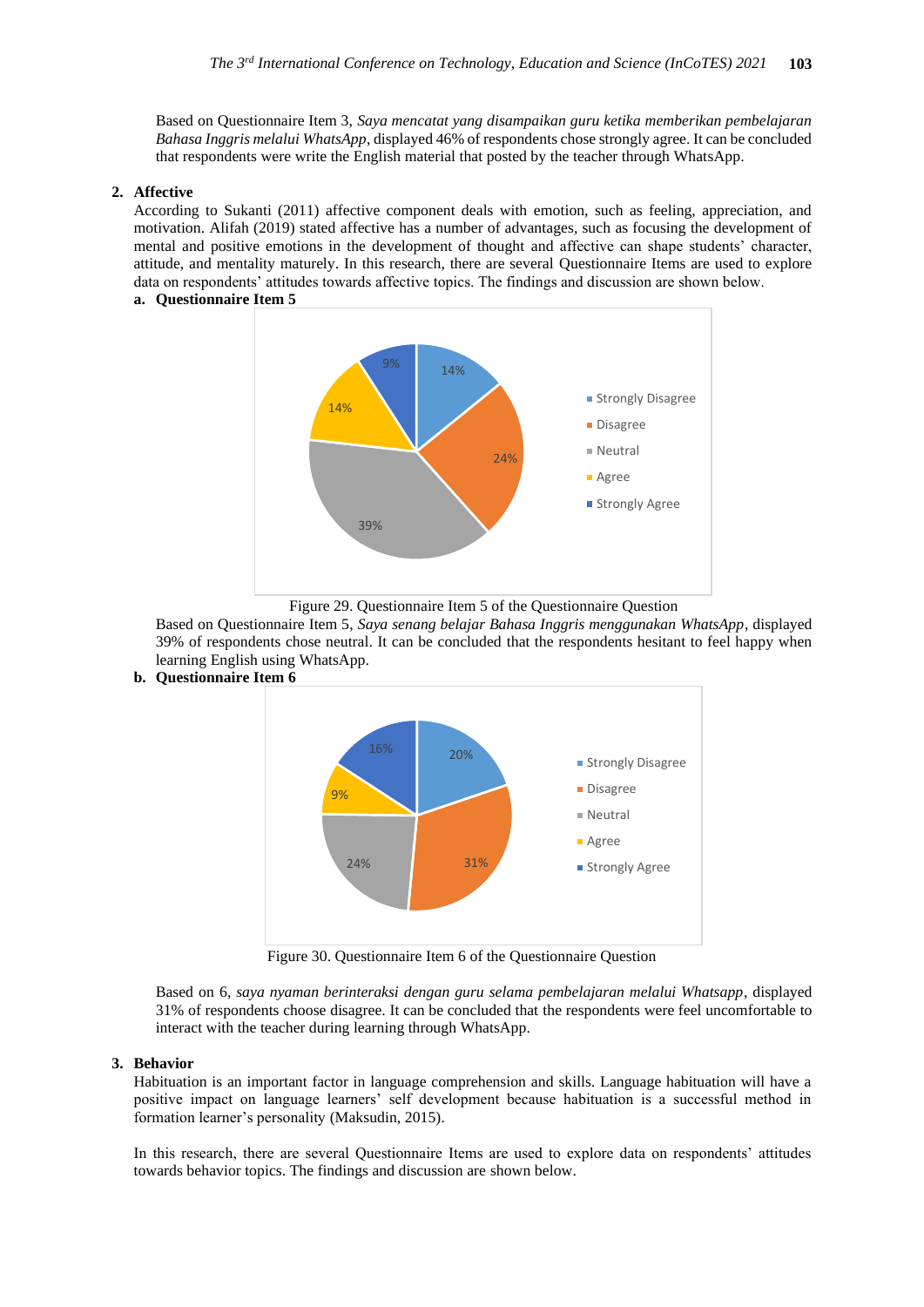Based on Questionnaire Item 3, *Saya mencatat yang disampaikan guru ketika memberikan pembelajaran Bahasa Inggris melalui WhatsApp*, displayed 46% of respondents chose strongly agree. It can be concluded that respondents were write the English material that posted by the teacher through WhatsApp.

## 2. Affective

According to Sukanti (2011) affective component deals with emotion, such as feeling, appreciation, and motivation. Alifah (2019) stated affective has a number of advantages, such as focusing the development of mental and positive emotions in the development of thought and affective can shape students' character, attitude, and mentality maturely. In this research, there are several Questionnaire Items are used to explore data on respondents' attitudes towards affective topics. The findings and discussion are shown below.

### a. Questionnaire Item 5

Figure 29. Questionnaire Item 5 of the Questionnaire Question

Based on Questionnaire Item 5, *Saya senang belajar Bahasa Inggris menggunakan WhatsApp*, displayed 39% of respondents chose neutral. It can be concluded that the respondents hesitant to feel happy when learning English using WhatsApp.

### b. Questionnaire Item 6

Figure 30. Questionnaire Item 6 of the Questionnaire Question

Based on 6, *saya nyaman berinteraksi dengan guru selama pembelajaran melalui Whatsapp*, displayed 31% of respondents choose disagree. It can be concluded that the respondents were feel uncomfortable to interact with the teacher during learning through WhatsApp.

## 3. Behavior

Habituation is an important factor in language comprehension and skills. Language habituation will have a positive impact on language learners' self development because habituation is a successful method in formation learner's personality (Maksudin, 2015).

In this research, there are several Questionnaire Items are used to explore data on respondents' attitudes towards behavior topics. The findings and discussion are shown below.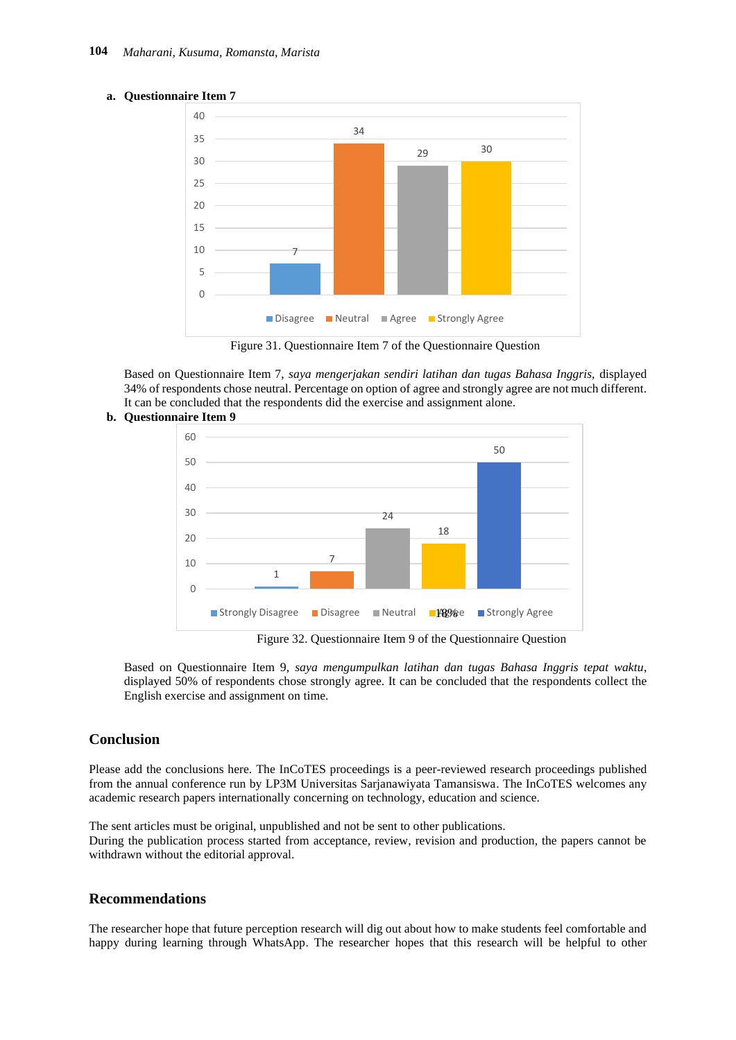**a. Questionnaire Item 7**

Figure 31. Questionnaire Item 7 of the Questionnaire Question

Based on Questionnaire Item 7, *saya mengerjakan sendiri latihan dan tugas Bahasa Inggris*, displayed 34% of respondents chose neutral. Percentage on option of agree and strongly agree are not much different. It can be concluded that the respondents did the exercise and assignment alone.

**b. Questionnaire Item 9**

Figure 32. Questionnaire Item 9 of the Questionnaire Question

Based on Questionnaire Item 9, *saya mengumpulkan latihan dan tugas Bahasa Inggris tepat waktu*, displayed 50% of respondents chose strongly agree. It can be concluded that the respondents collect the English exercise and assignment on time.

## Conclusion

Please add the conclusions here. The InCoTES proceedings is a peer-reviewed research proceedings published from the annual conference run by LP3M Universitas Sarjanawiyata Tamansiswa. The InCoTES welcomes any academic research papers internationally concerning on technology, education and science.

The sent articles must be original, unpublished and not be sent to other publications.
During the publication process started from acceptance, review, revision and production, the papers cannot be withdrawn without the editorial approval.

## Recommendations

The researcher hope that future perception research will dig out about how to make students feel comfortable and happy during learning through WhatsApp. The researcher hopes that this research will be helpful to other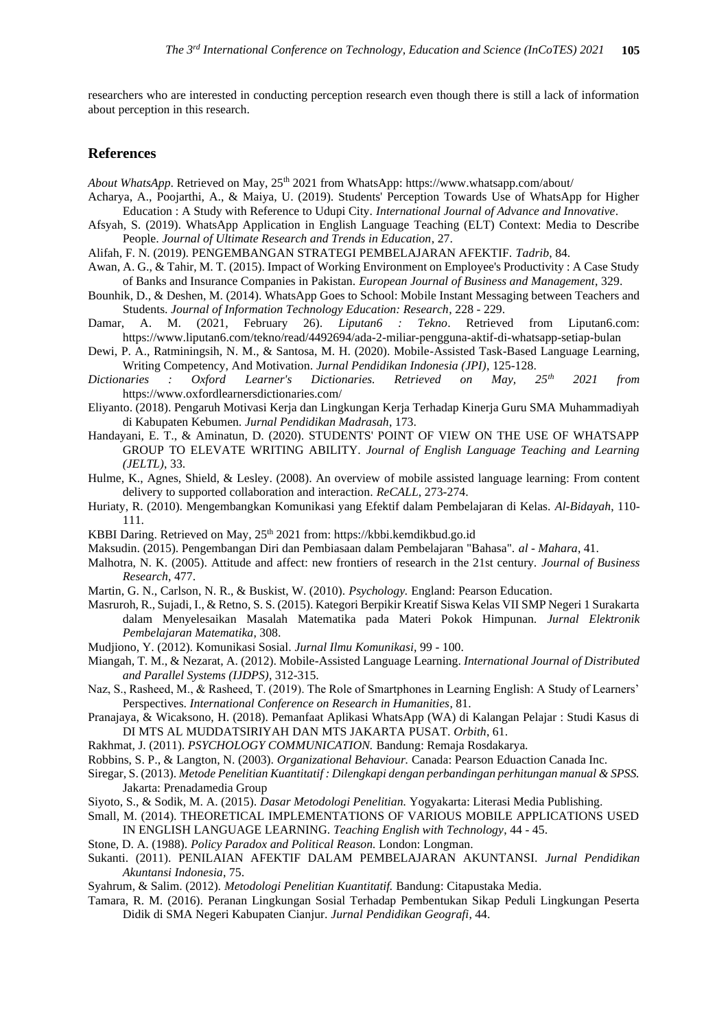researchers who are interested in conducting perception research even though there is still a lack of information about perception in this research.

## References

*About WhatsApp*. Retrieved on May, 25th 2021 from WhatsApp: https://www.whatsapp.com/about/

Acharya, A., Poojarthi, A., & Maiya, U. (2019). Students' Perception Towards Use of WhatsApp for Higher Education : A Study with Reference to Udupi City. *International Journal of Advance and Innovative*.

Afsyah, S. (2019). WhatsApp Application in English Language Teaching (ELT) Context: Media to Describe People. *Journal of Ultimate Research and Trends in Education*, 27.

Alifah, F. N. (2019). PENGEMBANGAN STRATEGI PEMBELAJARAN AFEKTIF. *Tadrib*, 84.

Awan, A. G., & Tahir, M. T. (2015). Impact of Working Environment on Employee's Productivity : A Case Study of Banks and Insurance Companies in Pakistan. *European Journal of Business and Management*, 329.

Bounhik, D., & Deshen, M. (2014). WhatsApp Goes to School: Mobile Instant Messaging between Teachers and Students. *Journal of Information Technology Education: Research*, 228 - 229.

Damar, A. M. (2021, February 26). *Liputan6 : Tekno*. Retrieved from Liputan6.com: https://www.liputan6.com/tekno/read/4492694/ada-2-miliar-pengguna-aktif-di-whatsapp-setiap-bulan

Dewi, P. A., Ratminingsih, N. M., & Santosa, M. H. (2020). Mobile-Assisted Task-Based Language Learning, Writing Competency, And Motivation. *Jurnal Pendidikan Indonesia (JPI)*, 125-128.

*Dictionaries : Oxford Learner's Dictionaries. Retrieved on May, 25th 2021 from* https://www.oxfordlearnersdictionaries.com/

Eliyanto. (2018). Pengaruh Motivasi Kerja dan Lingkungan Kerja Terhadap Kinerja Guru SMA Muhammadiyah di Kabupaten Kebumen. *Jurnal Pendidikan Madrasah*, 173.

Handayani, E. T., & Aminatun, D. (2020). STUDENTS' POINT OF VIEW ON THE USE OF WHATSAPP GROUP TO ELEVATE WRITING ABILITY. *Journal of English Language Teaching and Learning (JELTL)*, 33.

Hulme, K., Agnes, Shield, & Lesley. (2008). An overview of mobile assisted language learning: From content delivery to supported collaboration and interaction. *ReCALL*, 273-274.

Huriaty, R. (2010). Mengembangkan Komunikasi yang Efektif dalam Pembelajaran di Kelas. *Al-Bidayah*, 110-111.

KBBI Daring. Retrieved on May, 25th 2021 from: https://kbbi.kemdikbud.go.id

Maksudin. (2015). Pengembangan Diri dan Pembiasaan dalam Pembelajaran "Bahasa". *al - Mahara*, 41.

Malhotra, N. K. (2005). Attitude and affect: new frontiers of research in the 21st century. *Journal of Business Research*, 477.

Martin, G. N., Carlson, N. R., & Buskist, W. (2010). *Psychology.* England: Pearson Education.

Masruroh, R., Sujadi, I., & Retno, S. S. (2015). Kategori Berpikir Kreatif Siswa Kelas VII SMP Negeri 1 Surakarta dalam Menyelesaikan Masalah Matematika pada Materi Pokok Himpunan. *Jurnal Elektronik Pembelajaran Matematika*, 308.

Mudjiono, Y. (2012). Komunikasi Sosial. *Jurnal Ilmu Komunikasi*, 99 - 100.

Miangah, T. M., & Nezarat, A. (2012). Mobile-Assisted Language Learning. *International Journal of Distributed and Parallel Systems (IJDPS)*, 312-315.

Naz, S., Rasheed, M., & Rasheed, T. (2019). The Role of Smartphones in Learning English: A Study of Learners' Perspectives. *International Conference on Research in Humanities*, 81.

Pranajaya, & Wicaksono, H. (2018). Pemanfaat Aplikasi WhatsApp (WA) di Kalangan Pelajar : Studi Kasus di DI MTS AL MUDDATSIRIYAH DAN MTS JAKARTA PUSAT. *Orbith*, 61.

Rakhmat, J. (2011). *PSYCHOLOGY COMMUNICATION.* Bandung: Remaja Rosdakarya.

Robbins, S. P., & Langton, N. (2003). *Organizational Behaviour.* Canada: Pearson Eduaction Canada Inc.

Siregar, S. (2013). *Metode Penelitian Kuantitatif : Dilengkapi dengan perbandingan perhitungan manual & SPSS.* Jakarta: Prenadamedia Group

Siyoto, S., & Sodik, M. A. (2015). *Dasar Metodologi Penelitian.* Yogyakarta: Literasi Media Publishing.

Small, M. (2014). THEORETICAL IMPLEMENTATIONS OF VARIOUS MOBILE APPLICATIONS USED IN ENGLISH LANGUAGE LEARNING. *Teaching English with Technology*, 44 - 45.

Stone, D. A. (1988). *Policy Paradox and Political Reason.* London: Longman.

Sukanti. (2011). PENILAIAN AFEKTIF DALAM PEMBELAJARAN AKUNTANSI. *Jurnal Pendidikan Akuntansi Indonesia*, 75.

Syahrum, & Salim. (2012). *Metodologi Penelitian Kuantitatif.* Bandung: Citapustaka Media.

Tamara, R. M. (2016). Peranan Lingkungan Sosial Terhadap Pembentukan Sikap Peduli Lingkungan Peserta Didik di SMA Negeri Kabupaten Cianjur. *Jurnal Pendidikan Geografi*, 44.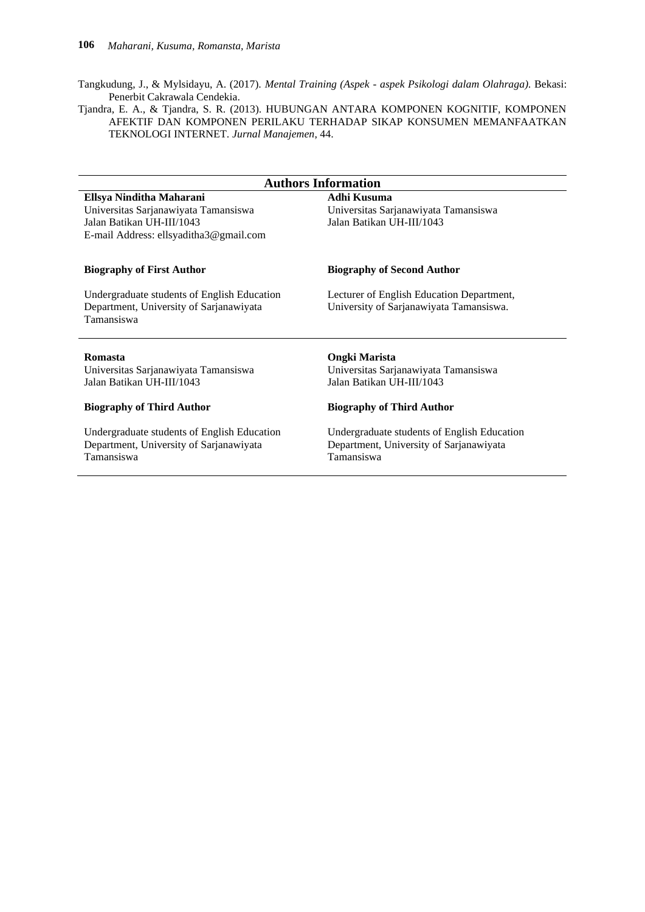Tangkudung, J., & Mylsidayu, A. (2017). *Mental Training (Aspek - aspek Psikologi dalam Olahraga)*. Bekasi: Penerbit Cakrawala Cendekia.

Tjandra, E. A., & Tjandra, S. R. (2013). HUBUNGAN ANTARA KOMPONEN KOGNITIF, KOMPONEN AFEKTIF DAN KOMPONEN PERILAKU TERHADAP SIKAP KONSUMEN MEMANFAATKAN TEKNOLOGI INTERNET. *Jurnal Manajemen*, 44.

## Authors Information

**Ellsya Ninditha Maharani**
Universitas Sarjanawiyata Tamansiswa
Jalan Batikan UH-III/1043
E-mail Address: ellsyaditha3@gmail.com

**Biography of First Author**

Undergraduate students of English Education Department, University of Sarjanawiyata Tamansiswa

**Adhi Kusuma**
Universitas Sarjanawiyata Tamansiswa
Jalan Batikan UH-III/1043

**Biography of Second Author**

Lecturer of English Education Department, University of Sarjanawiyata Tamansiswa.

**Romasta**
Universitas Sarjanawiyata Tamansiswa
Jalan Batikan UH-III/1043

**Biography of Third Author**

Undergraduate students of English Education Department, University of Sarjanawiyata Tamansiswa

**Ongki Marista**
Universitas Sarjanawiyata Tamansiswa
Jalan Batikan UH-III/1043

**Biography of Third Author**

Undergraduate students of English Education Department, University of Sarjanawiyata Tamansiswa